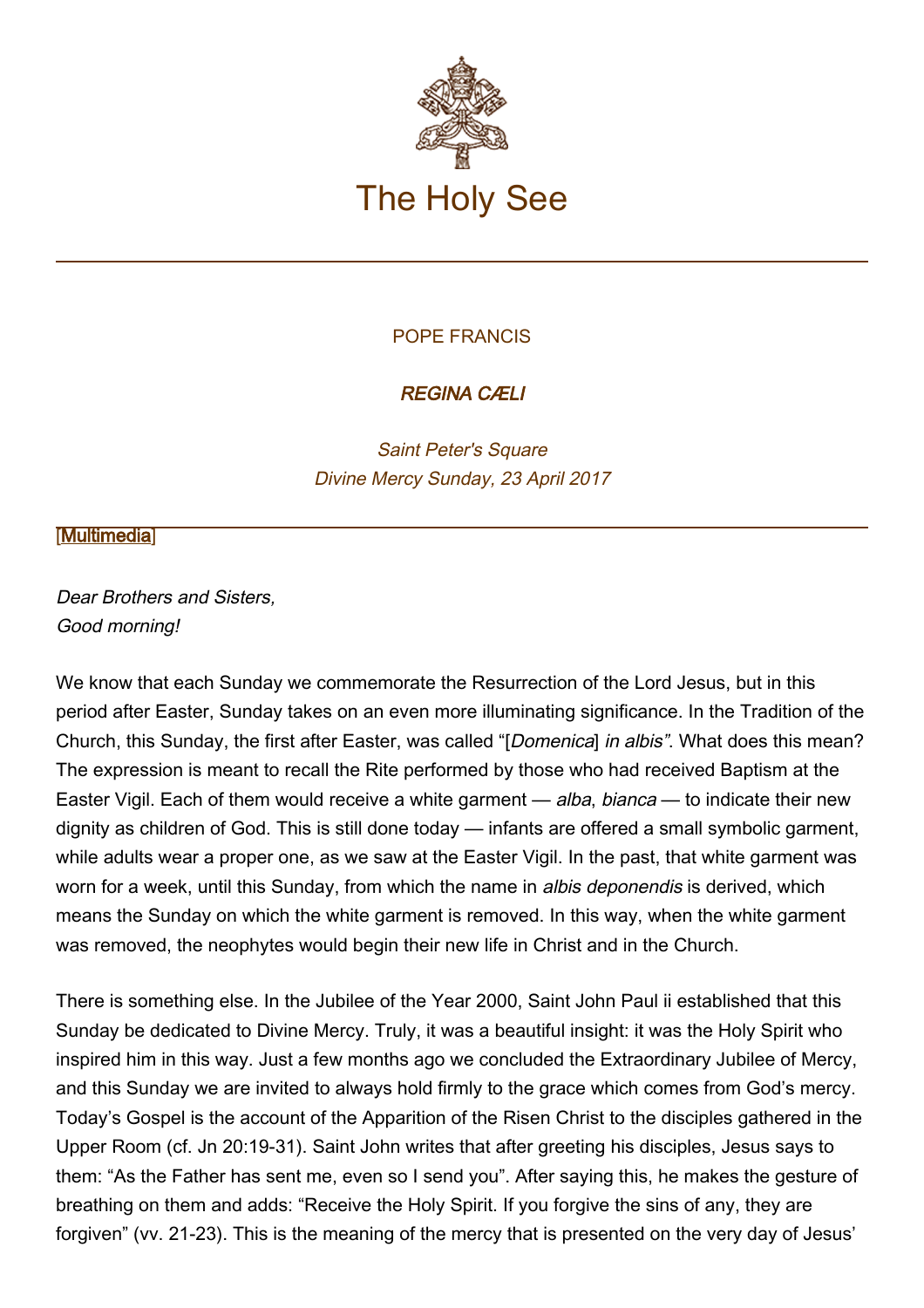# The Holy See

POPE FRANCIS

## *REGINA CÆLI*

*Saint Peter's Square*
*Divine Mercy Sunday, 23 April 2017*

[Multimedia]

*Dear Brothers and Sisters,*
*Good morning!*

We know that each Sunday we commemorate the Resurrection of the Lord Jesus, but in this period after Easter, Sunday takes on an even more illuminating significance. In the Tradition of the Church, this Sunday, the first after Easter, was called "[*Domenica*] *in albis"*. What does this mean? The expression is meant to recall the Rite performed by those who had received Baptism at the Easter Vigil. Each of them would receive a white garment — *alba*, *bianca* — to indicate their new dignity as children of God. This is still done today — infants are offered a small symbolic garment, while adults wear a proper one, as we saw at the Easter Vigil. In the past, that white garment was worn for a week, until this Sunday, from which the name in *albis deponendis* is derived, which means the Sunday on which the white garment is removed. In this way, when the white garment was removed, the neophytes would begin their new life in Christ and in the Church.

There is something else. In the Jubilee of the Year 2000, Saint John Paul ii established that this Sunday be dedicated to Divine Mercy. Truly, it was a beautiful insight: it was the Holy Spirit who inspired him in this way. Just a few months ago we concluded the Extraordinary Jubilee of Mercy, and this Sunday we are invited to always hold firmly to the grace which comes from God's mercy. Today's Gospel is the account of the Apparition of the Risen Christ to the disciples gathered in the Upper Room (cf. Jn 20:19-31). Saint John writes that after greeting his disciples, Jesus says to them: "As the Father has sent me, even so I send you". After saying this, he makes the gesture of breathing on them and adds: "Receive the Holy Spirit. If you forgive the sins of any, they are forgiven" (vv. 21-23). This is the meaning of the mercy that is presented on the very day of Jesus'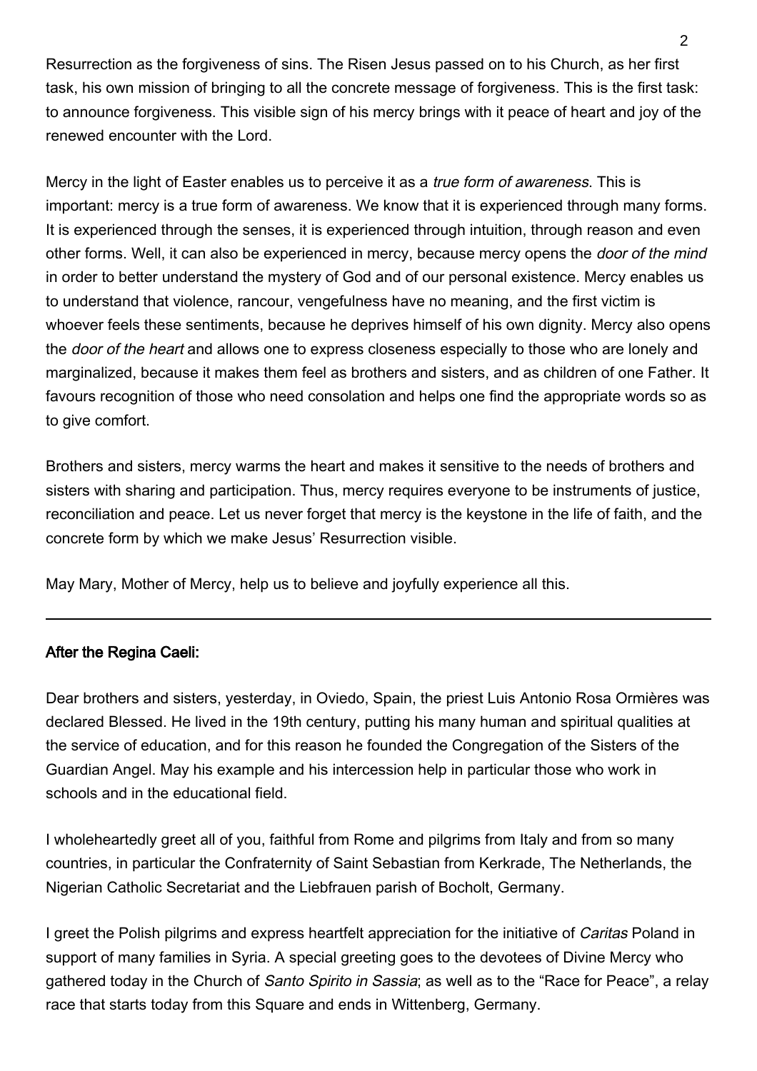Resurrection as the forgiveness of sins. The Risen Jesus passed on to his Church, as her first task, his own mission of bringing to all the concrete message of forgiveness. This is the first task: to announce forgiveness. This visible sign of his mercy brings with it peace of heart and joy of the renewed encounter with the Lord.

Mercy in the light of Easter enables us to perceive it as a *true form of awareness*. This is important: mercy is a true form of awareness. We know that it is experienced through many forms. It is experienced through the senses, it is experienced through intuition, through reason and even other forms. Well, it can also be experienced in mercy, because mercy opens the *door of the mind* in order to better understand the mystery of God and of our personal existence. Mercy enables us to understand that violence, rancour, vengefulness have no meaning, and the first victim is whoever feels these sentiments, because he deprives himself of his own dignity. Mercy also opens the *door of the heart* and allows one to express closeness especially to those who are lonely and marginalized, because it makes them feel as brothers and sisters, and as children of one Father. It favours recognition of those who need consolation and helps one find the appropriate words so as to give comfort.

Brothers and sisters, mercy warms the heart and makes it sensitive to the needs of brothers and sisters with sharing and participation. Thus, mercy requires everyone to be instruments of justice, reconciliation and peace. Let us never forget that mercy is the keystone in the life of faith, and the concrete form by which we make Jesus' Resurrection visible.

May Mary, Mother of Mercy, help us to believe and joyfully experience all this.

---

**After the Regina Caeli:**

Dear brothers and sisters, yesterday, in Oviedo, Spain, the priest Luis Antonio Rosa Ormières was declared Blessed. He lived in the 19th century, putting his many human and spiritual qualities at the service of education, and for this reason he founded the Congregation of the Sisters of the Guardian Angel. May his example and his intercession help in particular those who work in schools and in the educational field.

I wholeheartedly greet all of you, faithful from Rome and pilgrims from Italy and from so many countries, in particular the Confraternity of Saint Sebastian from Kerkrade, The Netherlands, the Nigerian Catholic Secretariat and the Liebfrauen parish of Bocholt, Germany.

I greet the Polish pilgrims and express heartfelt appreciation for the initiative of *Caritas* Poland in support of many families in Syria. A special greeting goes to the devotees of Divine Mercy who gathered today in the Church of *Santo Spirito in Sassia*; as well as to the "Race for Peace", a relay race that starts today from this Square and ends in Wittenberg, Germany.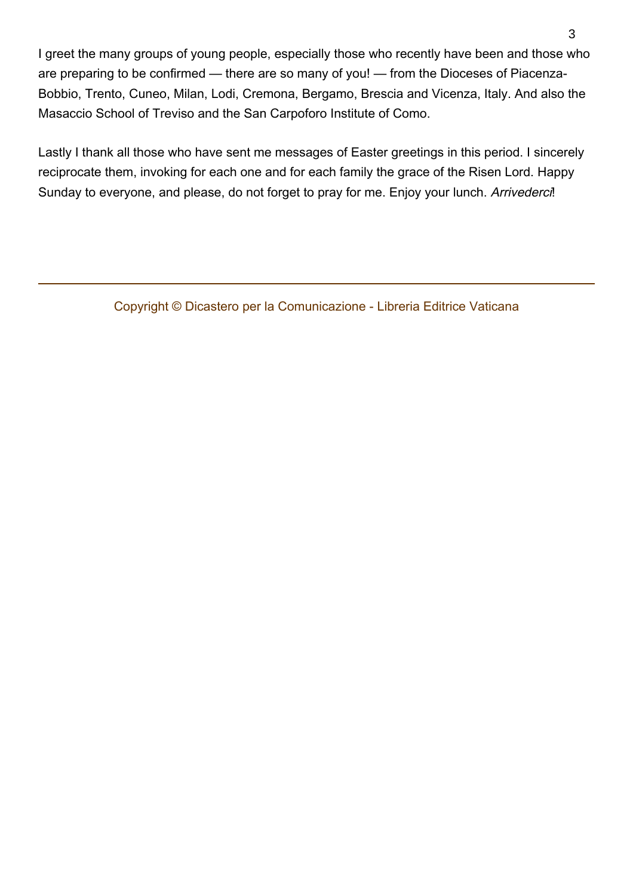I greet the many groups of young people, especially those who recently have been and those who are preparing to be confirmed — there are so many of you! — from the Dioceses of Piacenza-Bobbio, Trento, Cuneo, Milan, Lodi, Cremona, Bergamo, Brescia and Vicenza, Italy. And also the Masaccio School of Treviso and the San Carpoforo Institute of Como.

Lastly I thank all those who have sent me messages of Easter greetings in this period. I sincerely reciprocate them, invoking for each one and for each family the grace of the Risen Lord. Happy Sunday to everyone, and please, do not forget to pray for me. Enjoy your lunch. *Arrivederci*!

---

Copyright © Dicastero per la Comunicazione - Libreria Editrice Vaticana